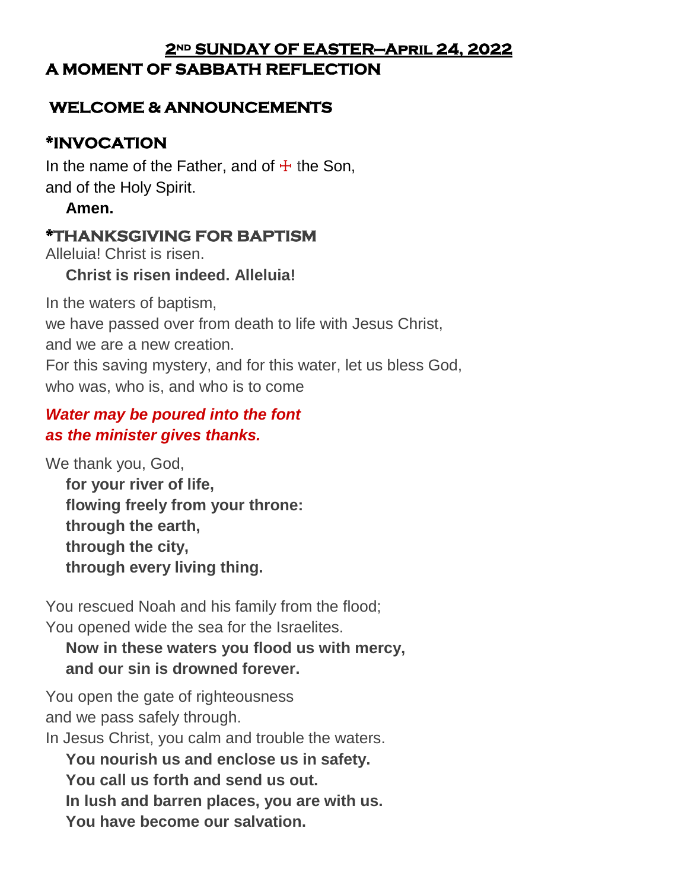## 2ND SUNDAY OF EASTER–APRIL 24, 2022

## A MOMENT OF SABBATH REFLECTION

## WELCOME & ANNOUNCEMENTS

## *INVOCATION

In the name of the Father, and of ☩ the Son,
and of the Holy Spirit.

**Amen.**

## *THANKSGIVING FOR BAPTISM

Alleluia! Christ is risen.

**Christ is risen indeed. Alleluia!**

In the waters of baptism,
we have passed over from death to life with Jesus Christ,
and we are a new creation.
For this saving mystery, and for this water, let us bless God,
who was, who is, and who is to come

***Water may be poured into the font***
***as the minister gives thanks.***

We thank you, God,

**for your river of life,**
**flowing freely from your throne:**
**through the earth,**
**through the city,**
**through every living thing.**

You rescued Noah and his family from the flood;
You opened wide the sea for the Israelites.

**Now in these waters you flood us with mercy,**
**and our sin is drowned forever.**

You open the gate of righteousness
and we pass safely through.
In Jesus Christ, you calm and trouble the waters.

**You nourish us and enclose us in safety.**
**You call us forth and send us out.**
**In lush and barren places, you are with us.**
**You have become our salvation.**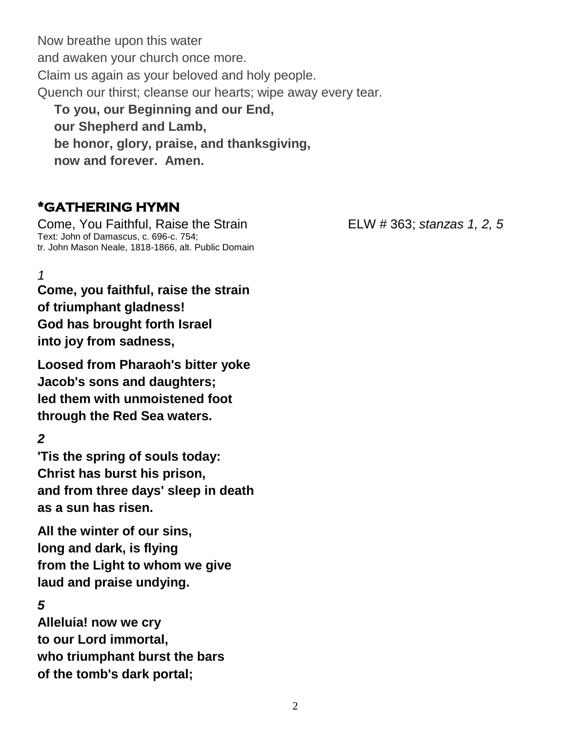Now breathe upon this water
and awaken your church once more.
Claim us again as your beloved and holy people.
Quench our thirst; cleanse our hearts; wipe away every tear.

**To you, our Beginning and our End,**
**our Shepherd and Lamb,**
**be honor, glory, praise, and thanksgiving,**
**now and forever. Amen.**

## *GATHERING HYMN

Come, You Faithful, Raise the Strain ELW # 363; *stanzas 1, 2, 5*

Text: John of Damascus, c. 696-c. 754;
tr. John Mason Neale, 1818-1866, alt. Public Domain

*1*

**Come, you faithful, raise the strain**
**of triumphant gladness!**
**God has brought forth Israel**
**into joy from sadness,**

**Loosed from Pharaoh's bitter yoke**
**Jacob's sons and daughters;**
**led them with unmoistened foot**
**through the Red Sea waters.**

***2***

**'Tis the spring of souls today:**
**Christ has burst his prison,**
**and from three days' sleep in death**
**as a sun has risen.**

**All the winter of our sins,**
**long and dark, is flying**
**from the Light to whom we give**
**laud and praise undying.**

***5***

**Alleluia! now we cry**
**to our Lord immortal,**
**who triumphant burst the bars**
**of the tomb's dark portal;**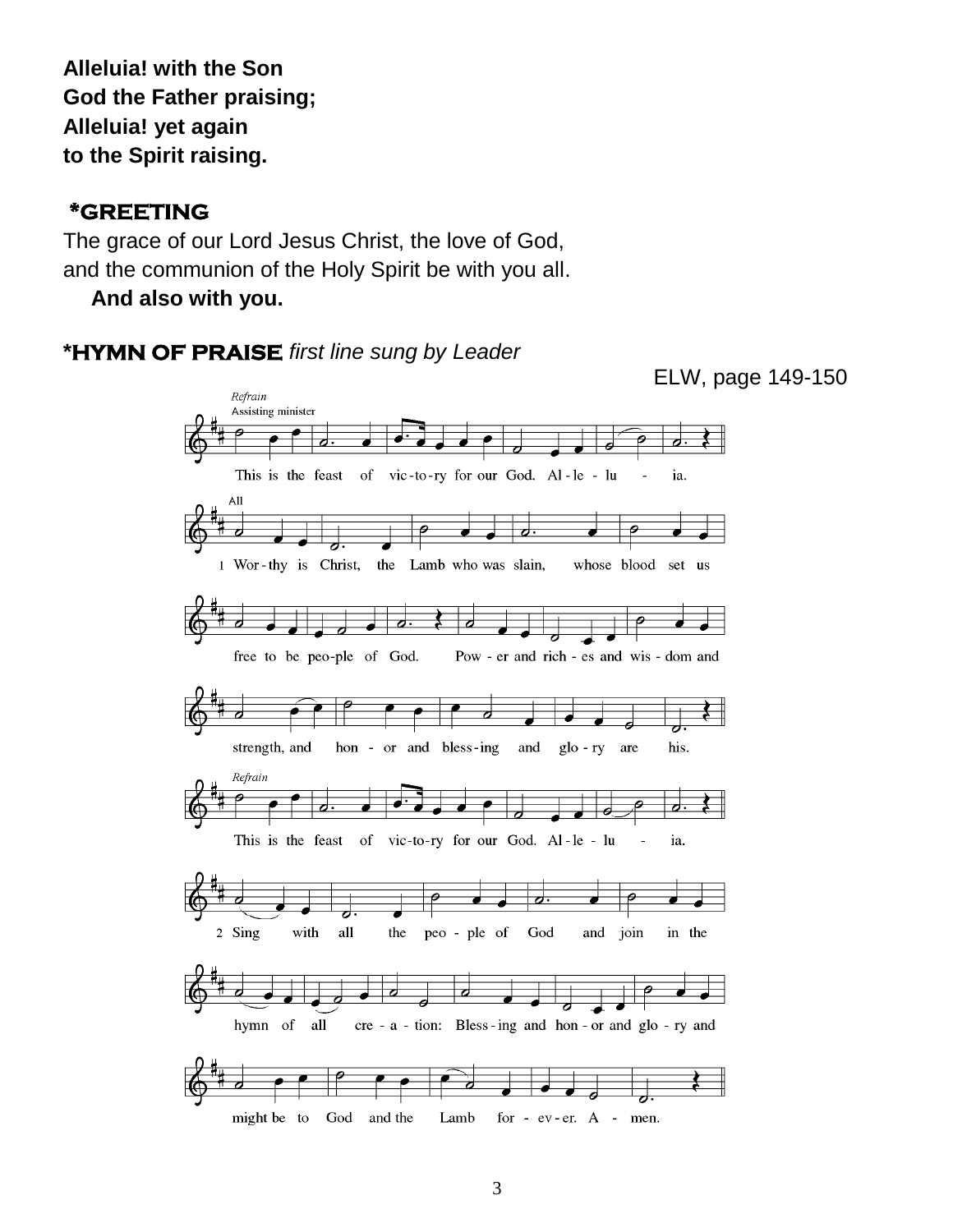**Alleluia! with the Son**
**God the Father praising;**
**Alleluia! yet again**
**to the Spirit raising.**

## *GREETING

The grace of our Lord Jesus Christ, the love of God,
and the communion of the Holy Spirit be with you all.
**And also with you.**

## *HYMN OF PRAISE *first line sung by Leader*

ELW, page 149-150

*Refrain*
Assisting minister

This is the feast of vic-to-ry for our God. Al-le-lu - ia.

All

1 Wor-thy is Christ, the Lamb who was slain, whose blood set us free to be peo-ple of God. Pow-er and rich-es and wis-dom and strength, and hon-or and bless-ing and glo-ry are his.

*Refrain*

This is the feast of vic-to-ry for our God. Al-le-lu - ia.

2 Sing with all the peo-ple of God and join in the hymn of all cre-a-tion: Bless-ing and hon-or and glo-ry and might be to God and the Lamb for-ev-er. A - men.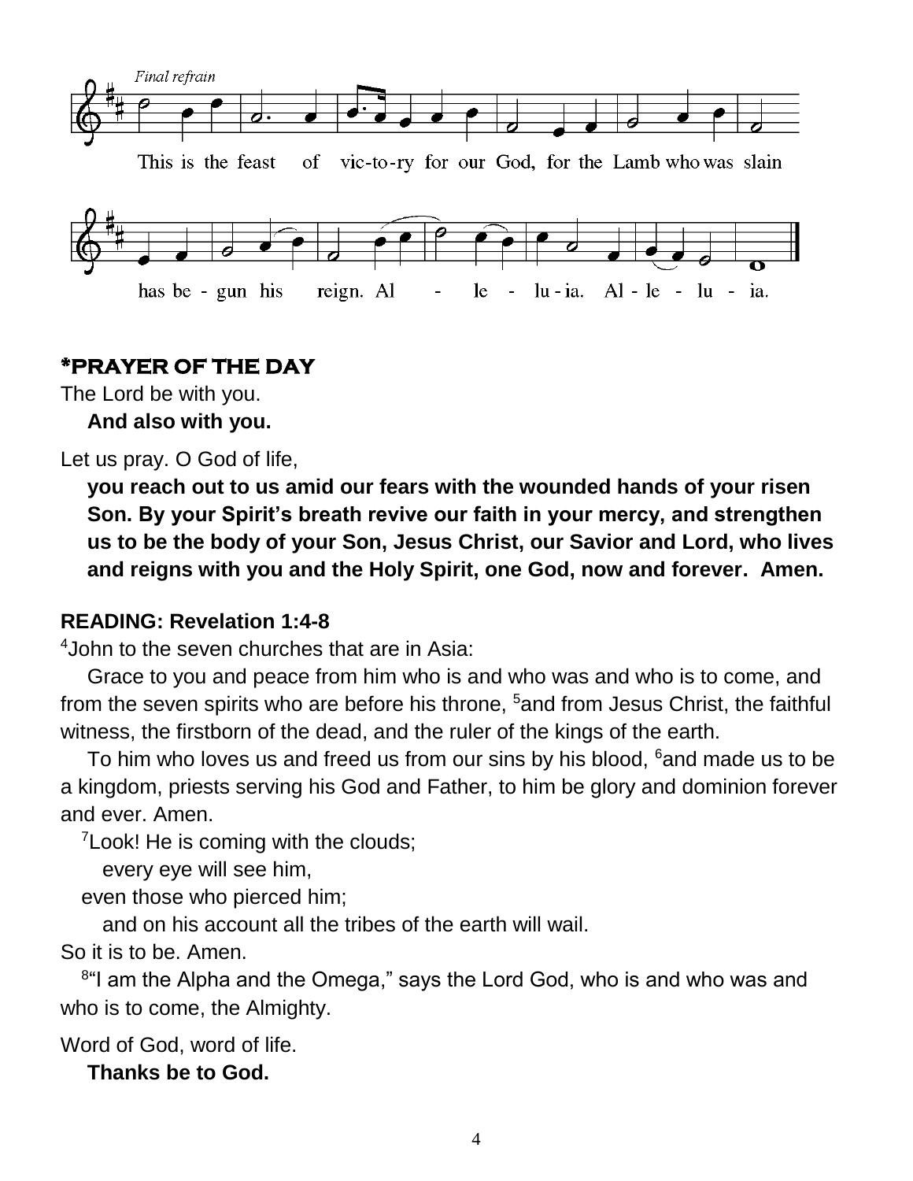*Final refrain*

This is the feast of vic-to-ry for our God, for the Lamb who was slain has be - gun his reign. Al - le - lu-ia. Al - le - lu - ia.

## *PRAYER OF THE DAY

The Lord be with you.

**And also with you.**

Let us pray. O God of life,

**you reach out to us amid our fears with the wounded hands of your risen Son. By your Spirit's breath revive our faith in your mercy, and strengthen us to be the body of your Son, Jesus Christ, our Savior and Lord, who lives and reigns with you and the Holy Spirit, one God, now and forever. Amen.**

**READING: Revelation 1:4-8**

4John to the seven churches that are in Asia:

Grace to you and peace from him who is and who was and who is to come, and from the seven spirits who are before his throne, 5and from Jesus Christ, the faithful witness, the firstborn of the dead, and the ruler of the kings of the earth.

To him who loves us and freed us from our sins by his blood, 6and made us to be a kingdom, priests serving his God and Father, to him be glory and dominion forever and ever. Amen.

7Look! He is coming with the clouds;
every eye will see him,
even those who pierced him;
and on his account all the tribes of the earth will wail.
So it is to be. Amen.

8"I am the Alpha and the Omega," says the Lord God, who is and who was and who is to come, the Almighty.

Word of God, word of life.

**Thanks be to God.**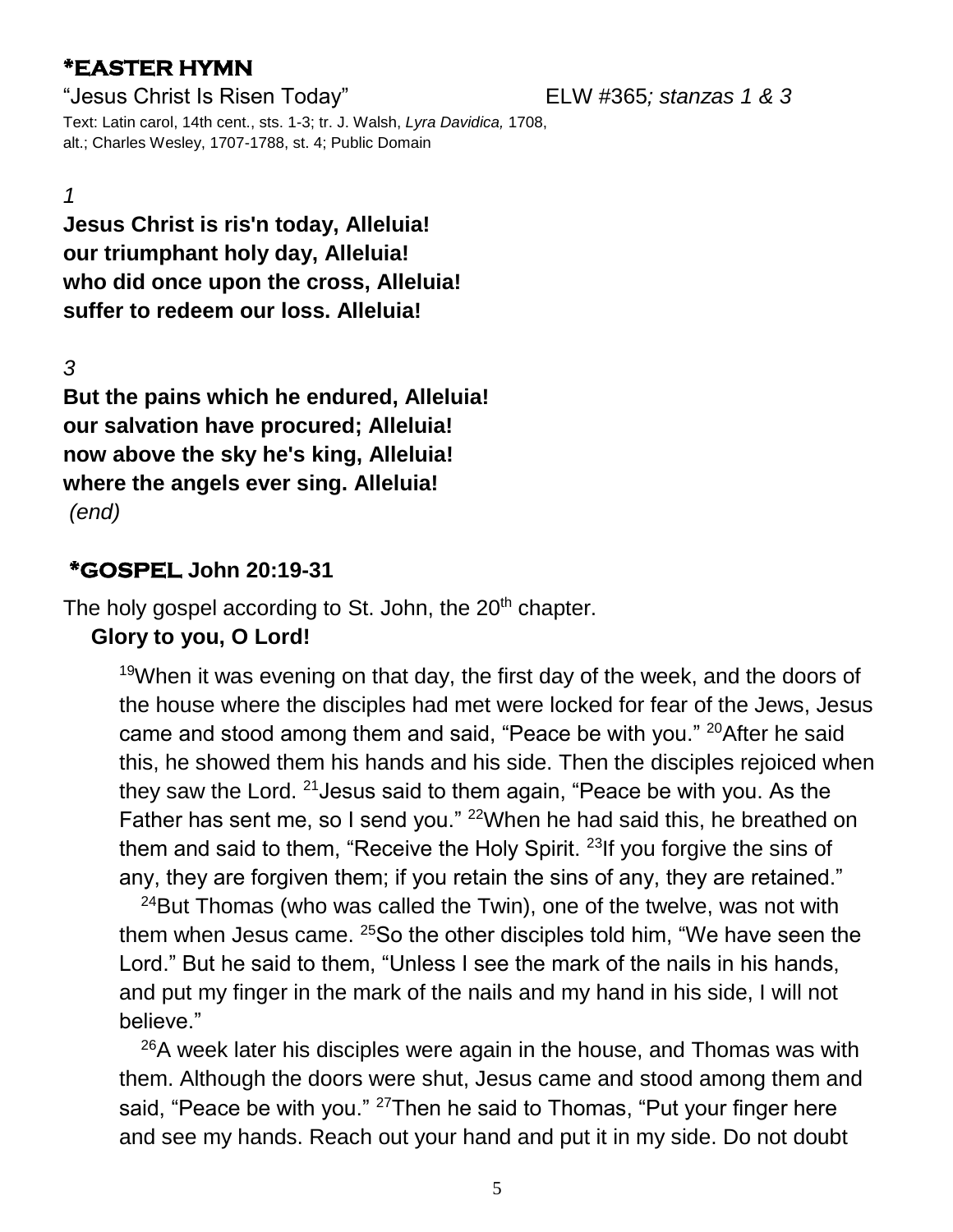## *EASTER HYMN

"Jesus Christ Is Risen Today" ELW #365*; stanzas 1 & 3*

Text: Latin carol, 14th cent., sts. 1-3; tr. J. Walsh, *Lyra Davidica,* 1708, alt.; Charles Wesley, 1707-1788, st. 4; Public Domain

*1*

**Jesus Christ is ris'n today, Alleluia!**
**our triumphant holy day, Alleluia!**
**who did once upon the cross, Alleluia!**
**suffer to redeem our loss. Alleluia!**

*3*

**But the pains which he endured, Alleluia!**
**our salvation have procured; Alleluia!**
**now above the sky he's king, Alleluia!**
**where the angels ever sing. Alleluia!**

*(end)*

## *GOSPEL John 20:19-31

The holy gospel according to St. John, the 20th chapter.

**Glory to you, O Lord!**

19When it was evening on that day, the first day of the week, and the doors of the house where the disciples had met were locked for fear of the Jews, Jesus came and stood among them and said, "Peace be with you." 20After he said this, he showed them his hands and his side. Then the disciples rejoiced when they saw the Lord. 21Jesus said to them again, "Peace be with you. As the Father has sent me, so I send you." 22When he had said this, he breathed on them and said to them, "Receive the Holy Spirit. 23If you forgive the sins of any, they are forgiven them; if you retain the sins of any, they are retained."

24But Thomas (who was called the Twin), one of the twelve, was not with them when Jesus came. 25So the other disciples told him, "We have seen the Lord." But he said to them, "Unless I see the mark of the nails in his hands, and put my finger in the mark of the nails and my hand in his side, I will not believe."

26A week later his disciples were again in the house, and Thomas was with them. Although the doors were shut, Jesus came and stood among them and said, "Peace be with you." 27Then he said to Thomas, "Put your finger here and see my hands. Reach out your hand and put it in my side. Do not doubt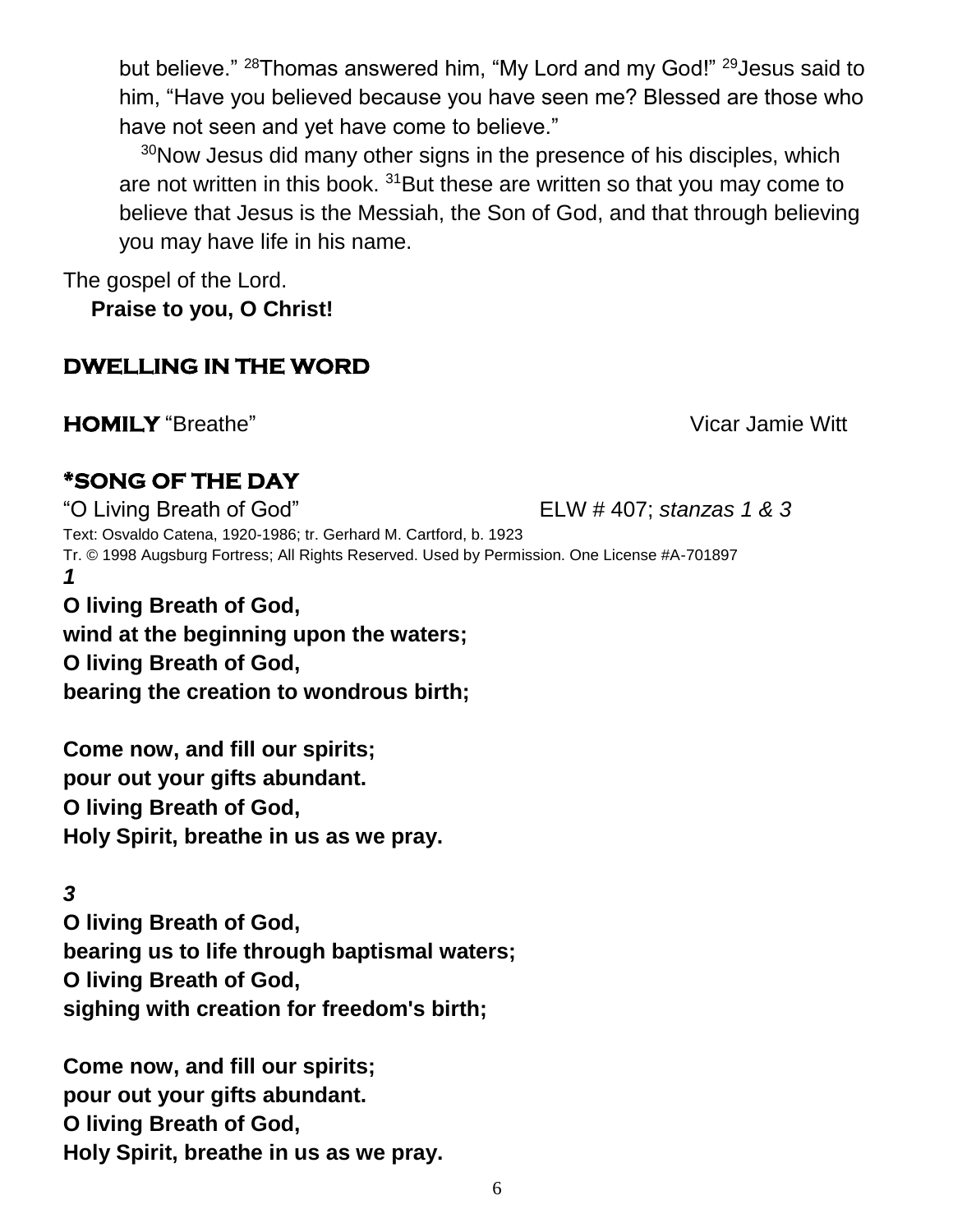but believe." [28]Thomas answered him, "My Lord and my God!" [29]Jesus said to him, "Have you believed because you have seen me? Blessed are those who have not seen and yet have come to believe."

[30]Now Jesus did many other signs in the presence of his disciples, which are not written in this book. [31]But these are written so that you may come to believe that Jesus is the Messiah, the Son of God, and that through believing you may have life in his name.

The gospel of the Lord.
**Praise to you, O Christ!**

## DWELLING IN THE WORD

**HOMILY** "Breathe" Vicar Jamie Witt

## *SONG OF THE DAY

"O Living Breath of God" ELW # 407; *stanzas 1 & 3*

Text: Osvaldo Catena, 1920-1986; tr. Gerhard M. Cartford, b. 1923
Tr. © 1998 Augsburg Fortress; All Rights Reserved. Used by Permission. One License #A-701897

***1***

**O living Breath of God,
wind at the beginning upon the waters;
O living Breath of God,
bearing the creation to wondrous birth;**

**Come now, and fill our spirits;
pour out your gifts abundant.
O living Breath of God,
Holy Spirit, breathe in us as we pray.**

***3***

**O living Breath of God,
bearing us to life through baptismal waters;
O living Breath of God,
sighing with creation for freedom's birth;**

**Come now, and fill our spirits;
pour out your gifts abundant.
O living Breath of God,
Holy Spirit, breathe in us as we pray.**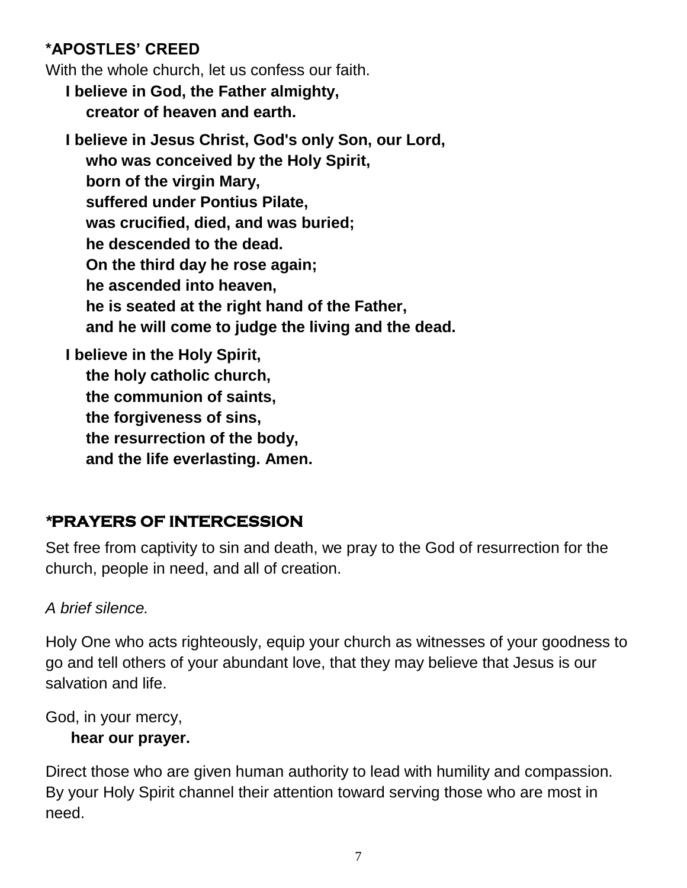## *APOSTLES' CREED

With the whole church, let us confess our faith.

**I believe in God, the Father almighty,**
**creator of heaven and earth.**

**I believe in Jesus Christ, God's only Son, our Lord,**
**who was conceived by the Holy Spirit,**
**born of the virgin Mary,**
**suffered under Pontius Pilate,**
**was crucified, died, and was buried;**
**he descended to the dead.**
**On the third day he rose again;**
**he ascended into heaven,**
**he is seated at the right hand of the Father,**
**and he will come to judge the living and the dead.**

**I believe in the Holy Spirit,**
**the holy catholic church,**
**the communion of saints,**
**the forgiveness of sins,**
**the resurrection of the body,**
**and the life everlasting. Amen.**

## *PRAYERS OF INTERCESSION

Set free from captivity to sin and death, we pray to the God of resurrection for the church, people in need, and all of creation.

*A brief silence.*

Holy One who acts righteously, equip your church as witnesses of your goodness to go and tell others of your abundant love, that they may believe that Jesus is our salvation and life.

God, in your mercy,
**hear our prayer.**

Direct those who are given human authority to lead with humility and compassion. By your Holy Spirit channel their attention toward serving those who are most in need.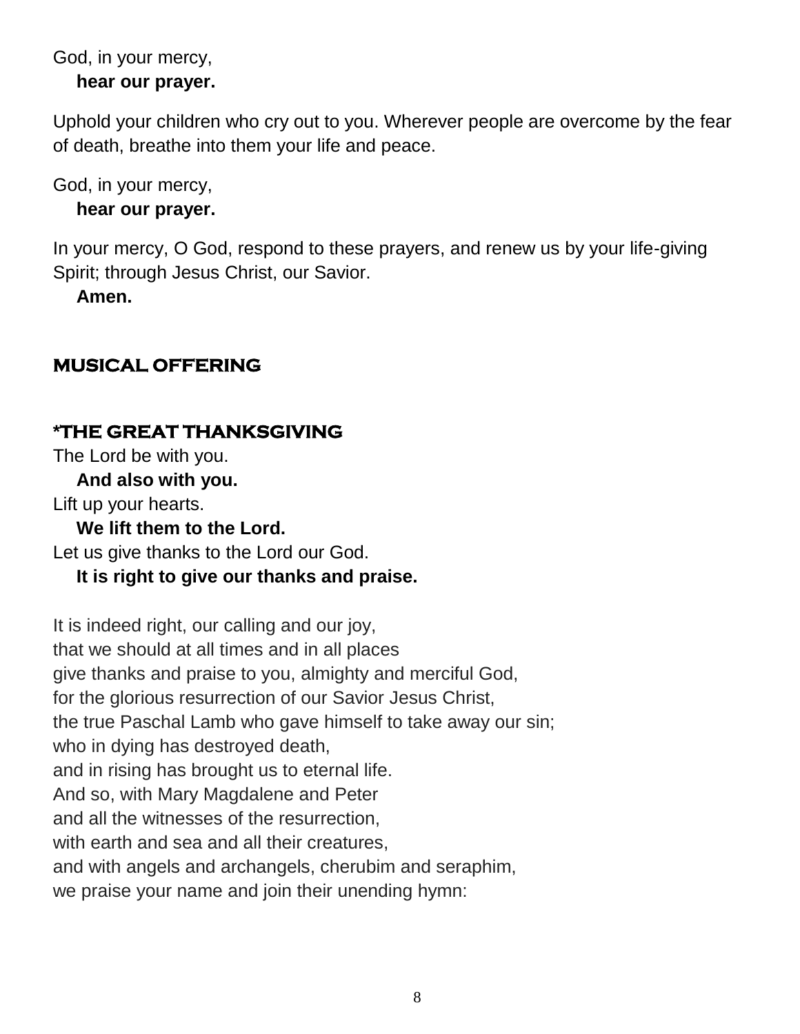God, in your mercy,
  **hear our prayer.**

Uphold your children who cry out to you. Wherever people are overcome by the fear of death, breathe into them your life and peace.

God, in your mercy,
  **hear our prayer.**

In your mercy, O God, respond to these prayers, and renew us by your life-giving Spirit; through Jesus Christ, our Savior.
  **Amen.**

## MUSICAL OFFERING

## *THE GREAT THANKSGIVING

The Lord be with you.
  **And also with you.**
Lift up your hearts.
  **We lift them to the Lord.**
Let us give thanks to the Lord our God.
  **It is right to give our thanks and praise.**

It is indeed right, our calling and our joy,
that we should at all times and in all places
give thanks and praise to you, almighty and merciful God,
for the glorious resurrection of our Savior Jesus Christ,
the true Paschal Lamb who gave himself to take away our sin;
who in dying has destroyed death,
and in rising has brought us to eternal life.
And so, with Mary Magdalene and Peter
and all the witnesses of the resurrection,
with earth and sea and all their creatures,
and with angels and archangels, cherubim and seraphim,
we praise your name and join their unending hymn: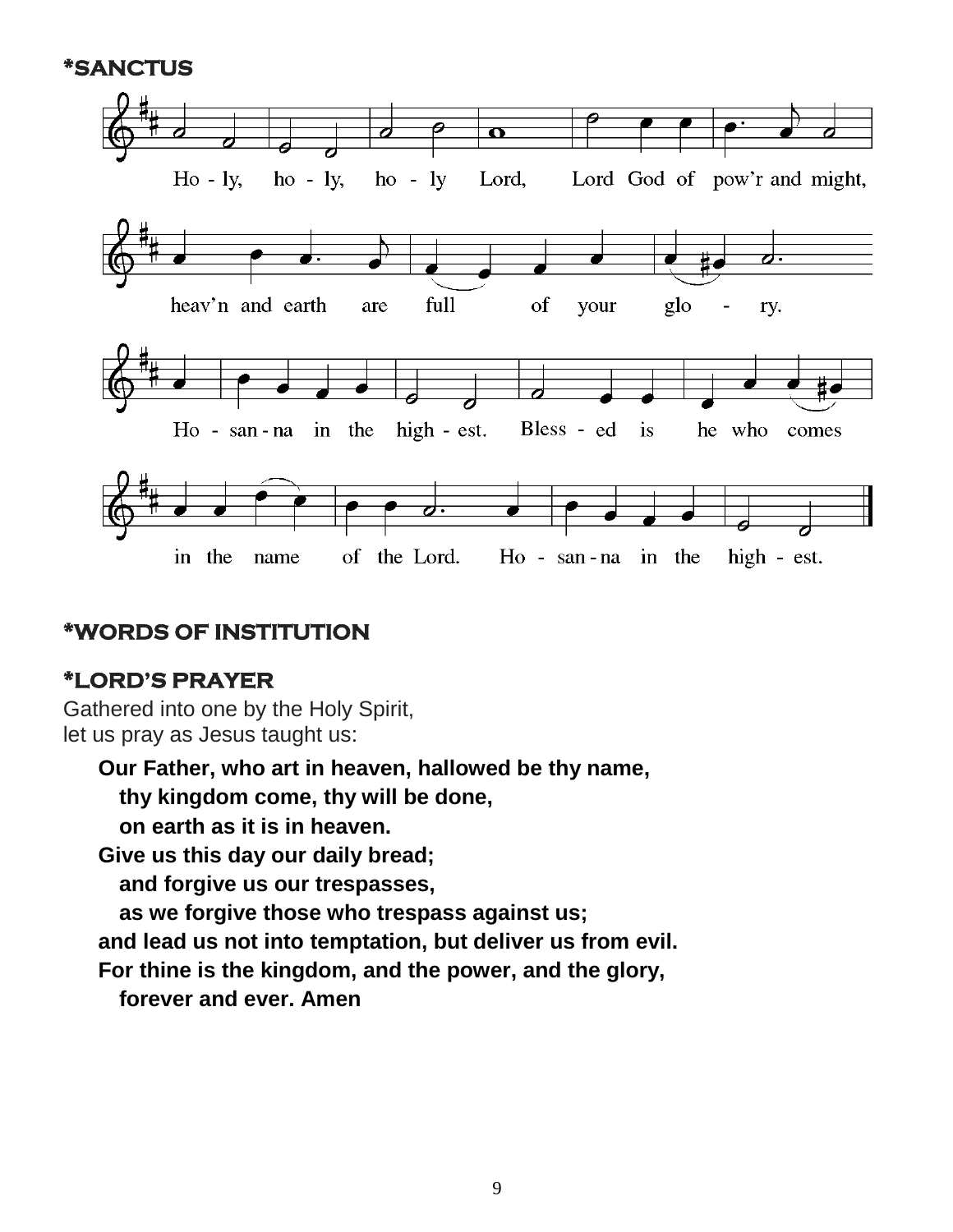**\*SANCTUS**

Ho - ly, ho - ly, ho - ly Lord, Lord God of pow'r and might,

heav'n and earth are full of your glo - ry.

Ho - san - na in the high - est. Bless - ed is he who comes

in the name of the Lord. Ho - san - na in the high - est.

**\*WORDS OF INSTITUTION**

**\*LORD'S PRAYER**

Gathered into one by the Holy Spirit,
let us pray as Jesus taught us:

**Our Father, who art in heaven, hallowed be thy name,**
**thy kingdom come, thy will be done,**
**on earth as it is in heaven.**
**Give us this day our daily bread;**
**and forgive us our trespasses,**
**as we forgive those who trespass against us;**
**and lead us not into temptation, but deliver us from evil.**
**For thine is the kingdom, and the power, and the glory,**
**forever and ever. Amen**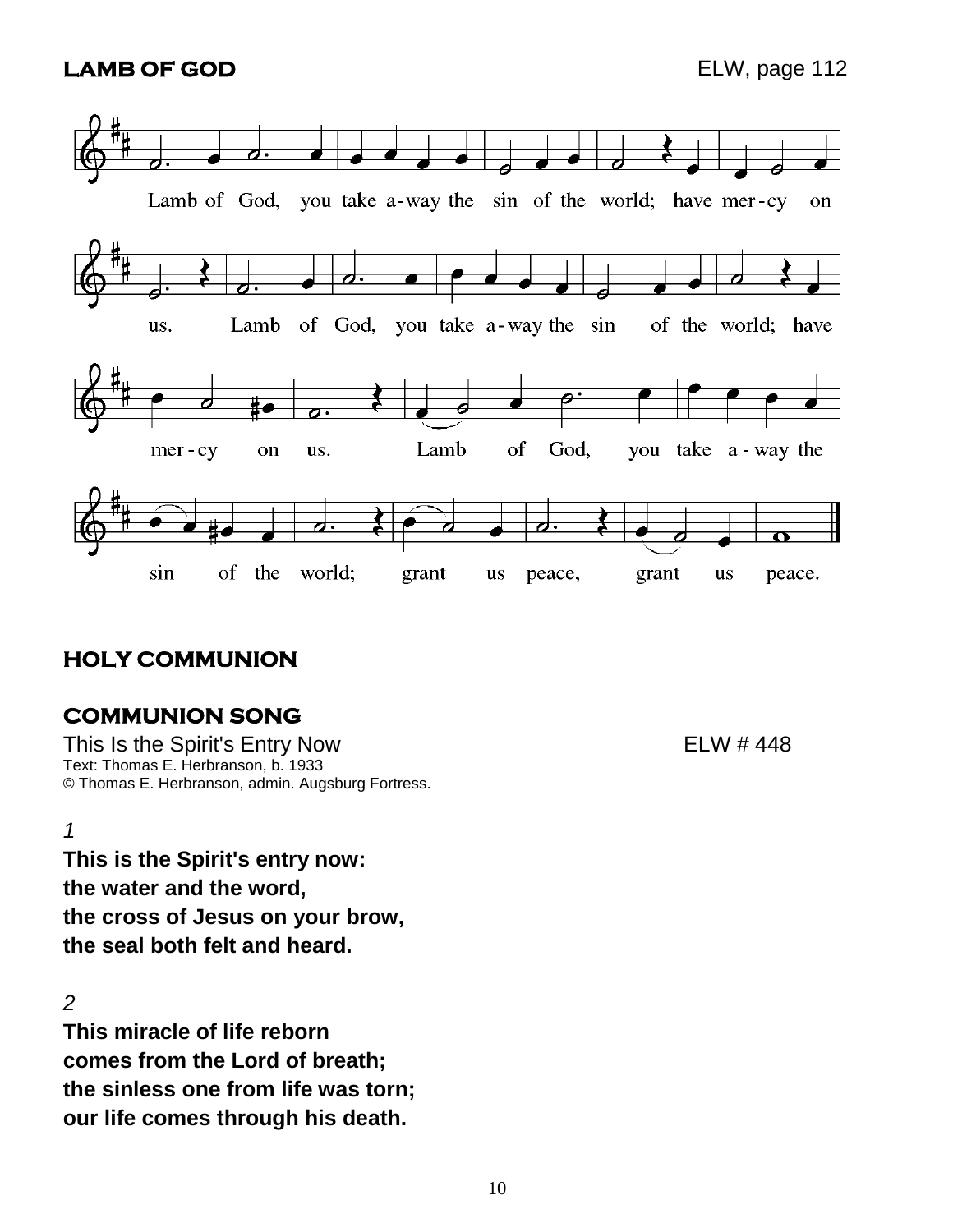## LAMB OF GOD

ELW, page 112

Lamb of God, you take away the sin of the world; have mercy on us. Lamb of God, you take away the sin of the world; have mercy on us. Lamb of God, you take away the sin of the world; grant us peace, grant us peace.

## HOLY COMMUNION

## COMMUNION SONG

This Is the Spirit's Entry Now — ELW # 448

Text: Thomas E. Herbranson, b. 1933
© Thomas E. Herbranson, admin. Augsburg Fortress.

*1*

**This is the Spirit's entry now:**
**the water and the word,**
**the cross of Jesus on your brow,**
**the seal both felt and heard.**

*2*

**This miracle of life reborn**
**comes from the Lord of breath;**
**the sinless one from life was torn;**
**our life comes through his death.**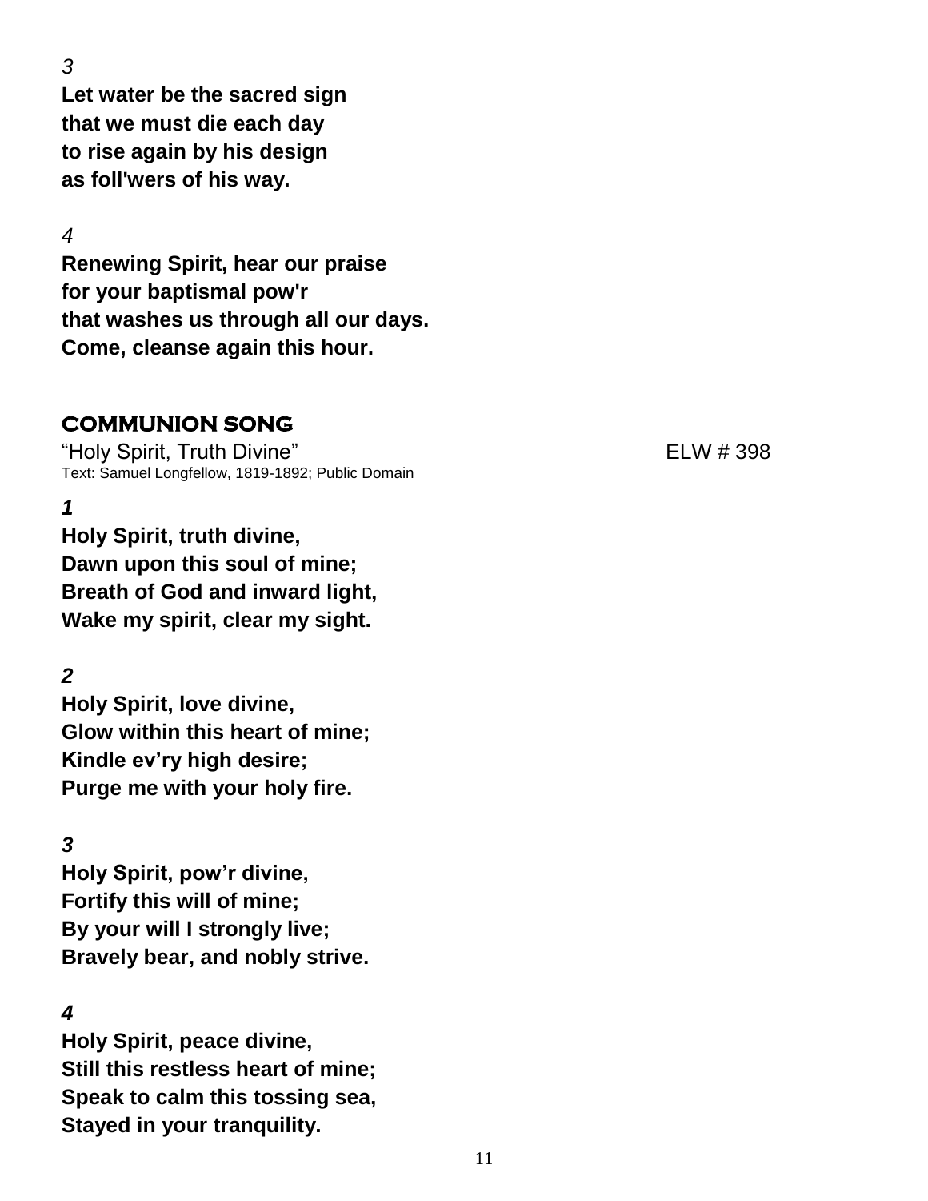*3*

**Let water be the sacred sign**
**that we must die each day**
**to rise again by his design**
**as foll'wers of his way.**

*4*

**Renewing Spirit, hear our praise**
**for your baptismal pow'r**
**that washes us through all our days.**
**Come, cleanse again this hour.**

## COMMUNION SONG

"Holy Spirit, Truth Divine" ELW # 398

Text: Samuel Longfellow, 1819-1892; Public Domain

***1***

**Holy Spirit, truth divine,**
**Dawn upon this soul of mine;**
**Breath of God and inward light,**
**Wake my spirit, clear my sight.**

***2***

**Holy Spirit, love divine,**
**Glow within this heart of mine;**
**Kindle ev'ry high desire;**
**Purge me with your holy fire.**

***3***

**Holy Spirit, pow'r divine,**
**Fortify this will of mine;**
**By your will I strongly live;**
**Bravely bear, and nobly strive.**

***4***

**Holy Spirit, peace divine,**
**Still this restless heart of mine;**
**Speak to calm this tossing sea,**
**Stayed in your tranquility.**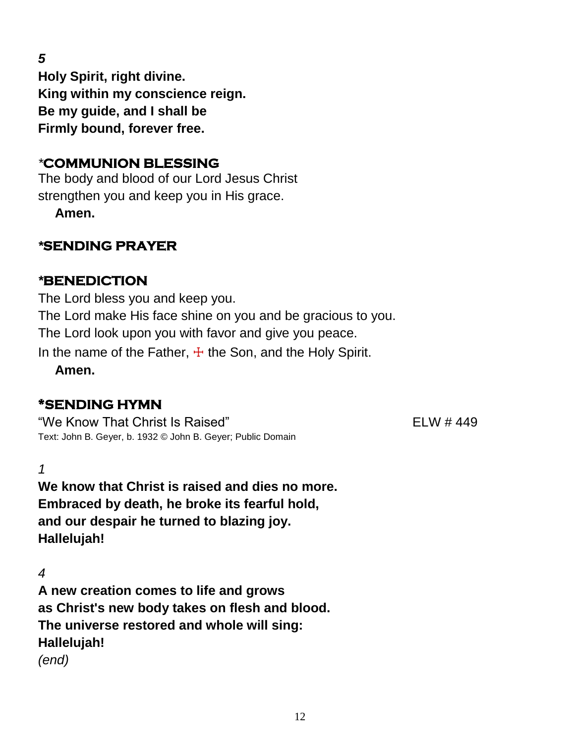*5*

**Holy Spirit, right divine.**
**King within my conscience reign.**
**Be my guide, and I shall be**
**Firmly bound, forever free.**

## *COMMUNION BLESSING

The body and blood of our Lord Jesus Christ
strengthen you and keep you in His grace.
**Amen.**

## *SENDING PRAYER

## *BENEDICTION

The Lord bless you and keep you.
The Lord make His face shine on you and be gracious to you.
The Lord look upon you with favor and give you peace.
In the name of the Father, ☩ the Son, and the Holy Spirit.
**Amen.**

## *SENDING HYMN

"We Know That Christ Is Raised" ELW # 449
Text: John B. Geyer, b. 1932 © John B. Geyer; Public Domain

*1*

**We know that Christ is raised and dies no more.**
**Embraced by death, he broke its fearful hold,**
**and our despair he turned to blazing joy.**
**Hallelujah!**

*4*

**A new creation comes to life and grows**
**as Christ's new body takes on flesh and blood.**
**The universe restored and whole will sing:**
**Hallelujah!**
*(end)*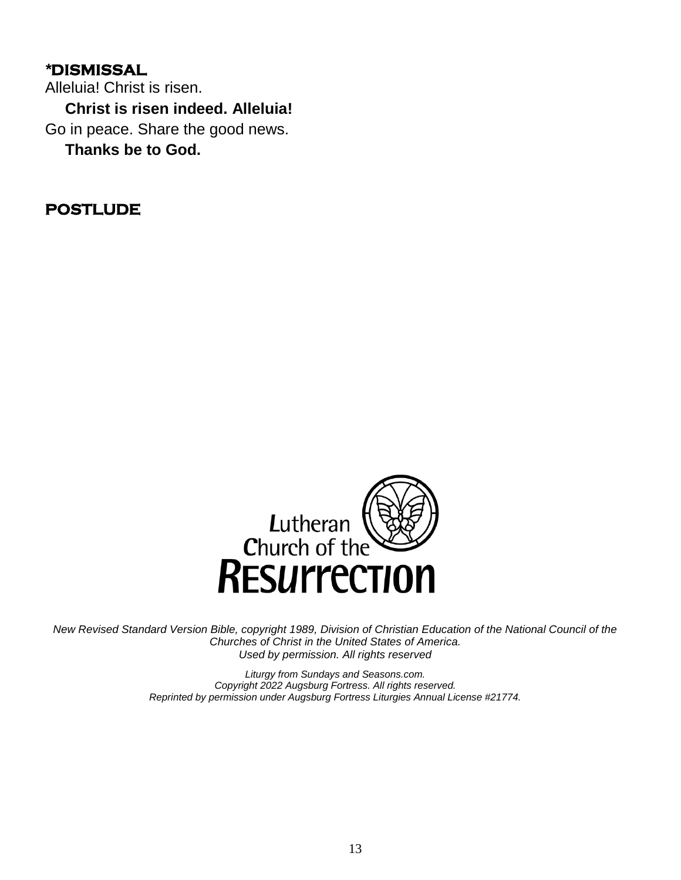## *DISMISSAL

Alleluia! Christ is risen.

**Christ is risen indeed. Alleluia!**

Go in peace. Share the good news.

**Thanks be to God.**

## POSTLUDE

Lutheran Church of the Resurrection

*New Revised Standard Version Bible, copyright 1989, Division of Christian Education of the National Council of the Churches of Christ in the United States of America.*
*Used by permission. All rights reserved*

*Liturgy from Sundays and Seasons.com.*
*Copyright 2022 Augsburg Fortress. All rights reserved.*
*Reprinted by permission under Augsburg Fortress Liturgies Annual License #21774.*